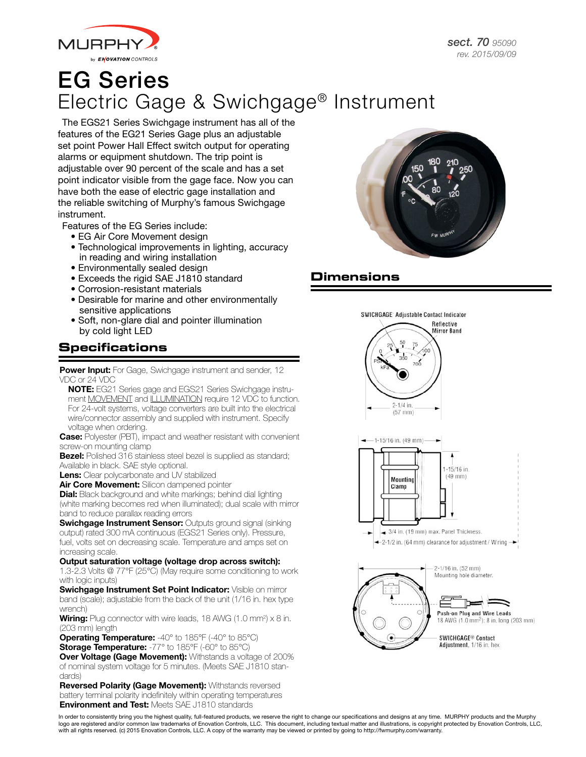sect. 70 95090
rev. 2015/09/09

# EG Series

## Electric Gage & Swichgage® Instrument

The EGS21 Series Swichgage instrument has all of the features of the EG21 Series Gage plus an adjustable set point Power Hall Effect switch output for operating alarms or equipment shutdown. The trip point is adjustable over 90 percent of the scale and has a set point indicator visible from the gage face. Now you can have both the ease of electric gage installation and the reliable switching of Murphy's famous Swichgage instrument.

Features of the EG Series include:

- EG Air Core Movement design
- Technological improvements in lighting, accuracy in reading and wiring installation
- Environmentally sealed design
- Exceeds the rigid SAE J1810 standard
- Corrosion-resistant materials
- Desirable for marine and other environmentally sensitive applications
- Soft, non-glare dial and pointer illumination by cold light LED

## Specifications

**Power Input:** For Gage, Swichgage instrument and sender, 12 VDC or 24 VDC

**NOTE:** EG21 Series gage and EGS21 Series Swichgage instrument MOVEMENT and ILLUMINATION require 12 VDC to function. For 24-volt systems, voltage converters are built into the electrical wire/connector assembly and supplied with instrument. Specify voltage when ordering.

**Case:** Polyester (PBT), impact and weather resistant with convenient screw-on mounting clamp

**Bezel:** Polished 316 stainless steel bezel is supplied as standard; Available in black. SAE style optional.

**Lens:** Clear polycarbonate and UV stabilized

**Air Core Movement:** Silicon dampened pointer

**Dial:** Black background and white markings; behind dial lighting (white marking becomes red when illuminated); dual scale with mirror band to reduce parallax reading errors

**Swichgage Instrument Sensor:** Outputs ground signal (sinking output) rated 300 mA continuous (EGS21 Series only). Pressure, fuel, volts set on decreasing scale. Temperature and amps set on increasing scale.

**Output saturation voltage (voltage drop across switch):** 1.3-2.3 Volts @ 77°F (25°C) (May require some conditioning to work with logic inputs)

**Swichgage Instrument Set Point Indicator:** Visible on mirror band (scale); adjustable from the back of the unit (1/16 in. hex type wrench)

**Wiring:** Plug connector with wire leads, 18 AWG (1.0 mm²) x 8 in. (203 mm) length

**Operating Temperature:** -40° to 185°F (-40° to 85°C)

**Storage Temperature:** -77° to 185°F (-60° to 85°C)

**Over Voltage (Gage Movement):** Withstands a voltage of 200% of nominal system voltage for 5 minutes. (Meets SAE J1810 standards)

**Reversed Polarity (Gage Movement):** Withstands reversed battery terminal polarity indefinitely within operating temperatures

**Environment and Test:** Meets SAE J1810 standards

## Dimensions

SWICHGAGE Adjustable Contact Indicator

Reflective Mirror Band

2-1/4 in. (57 mm)

1-15/16 in. (49 mm)

1-15/16 in. (49 mm)

Mounting Clamp

3/4 in. (19 mm) max. Panel Thickness.

2-1/2 in. (64 mm) clearance for adjustment / Wiring

2-1/16 in. (52 mm) Mounting hole diameter.

Push-on Plug and Wire Leads 18 AWG (1.0 mm²); 8 in. long (203 mm)

SWICHGAGE® Contact Adjustment, 1/16 in. hex

In order to consistently bring you the highest quality, full-featured products, we reserve the right to change our specifications and designs at any time. MURPHY products and the Murphy logo are registered and/or common law trademarks of Enovation Controls, LLC. This document, including textual matter and illustrations, is copyright protected by Enovation Controls, LLC, with all rights reserved. (c) 2015 Enovation Controls, LLC. A copy of the warranty may be viewed or printed by going to http://fwmurphy.com/warranty.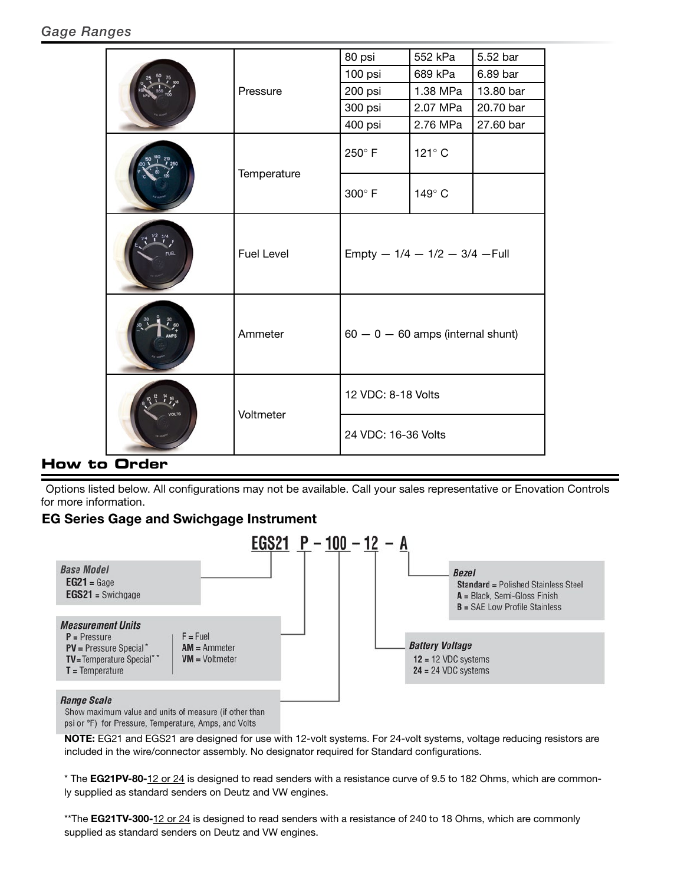## Gage Ranges

| | | | | |
|---|---|---|---|---|
| | Pressure | 80 psi | 552 kPa | 5.52 bar |
| | | 100 psi | 689 kPa | 6.89 bar |
| | | 200 psi | 1.38 MPa | 13.80 bar |
| | | 300 psi | 2.07 MPa | 20.70 bar |
| | | 400 psi | 2.76 MPa | 27.60 bar |
| | Temperature | 250° F | 121° C | |
| | | 300° F | 149° C | |
| | Fuel Level | Empty — 1/4 — 1/2 — 3/4 —Full | | |
| | Ammeter | 60 — 0 — 60 amps (internal shunt) | | |
| | Voltmeter | 12 VDC: 8-18 Volts | | |
| | | 24 VDC: 16-36 Volts | | |

## How to Order

Options listed below. All configurations may not be available. Call your sales representative or Enovation Controls for more information.

### EG Series Gage and Swichgage Instrument

EGS21 P – 100 – 12 – A

***Base Model***
- **EG21** = Gage
- **EGS21** = Swichgage

***Measurement Units***
- **P** = Pressure
- **PV** = Pressure Special*
- **TV** = Temperature Special**
- **T** = Temperature
- **F** = Fuel
- **AM** = Ammeter
- **VM** = Voltmeter

***Range Scale***

Show maximum value and units of measure (if other than psi or °F) for Pressure, Temperature, Amps, and Volts

***Battery Voltage***
- **12** = 12 VDC systems
- **24** = 24 VDC systems

***Bezel***
- **Standard** = Polished Stainless Steel
- **A** = Black, Semi-Gloss Finish
- **B** = SAE Low Profile Stainless

**NOTE:** EG21 and EGS21 are designed for use with 12-volt systems. For 24-volt systems, voltage reducing resistors are included in the wire/connector assembly. No designator required for Standard configurations.

* The **EG21PV-80-**12 or 24 is designed to read senders with a resistance curve of 9.5 to 182 Ohms, which are commonly supplied as standard senders on Deutz and VW engines.

**The **EG21TV-300-**12 or 24 is designed to read senders with a resistance of 240 to 18 Ohms, which are commonly supplied as standard senders on Deutz and VW engines.